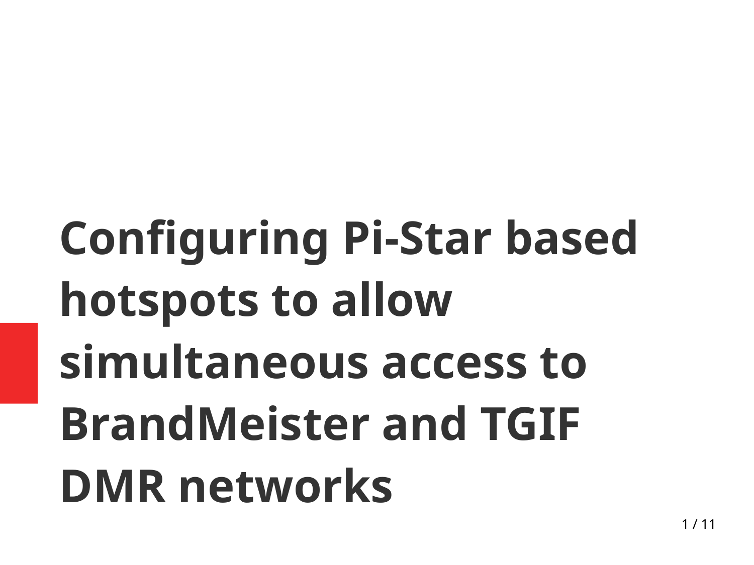# Configuring Pi-Star based hotspots to allow simultaneous access to BrandMeister and TGIF DMR networks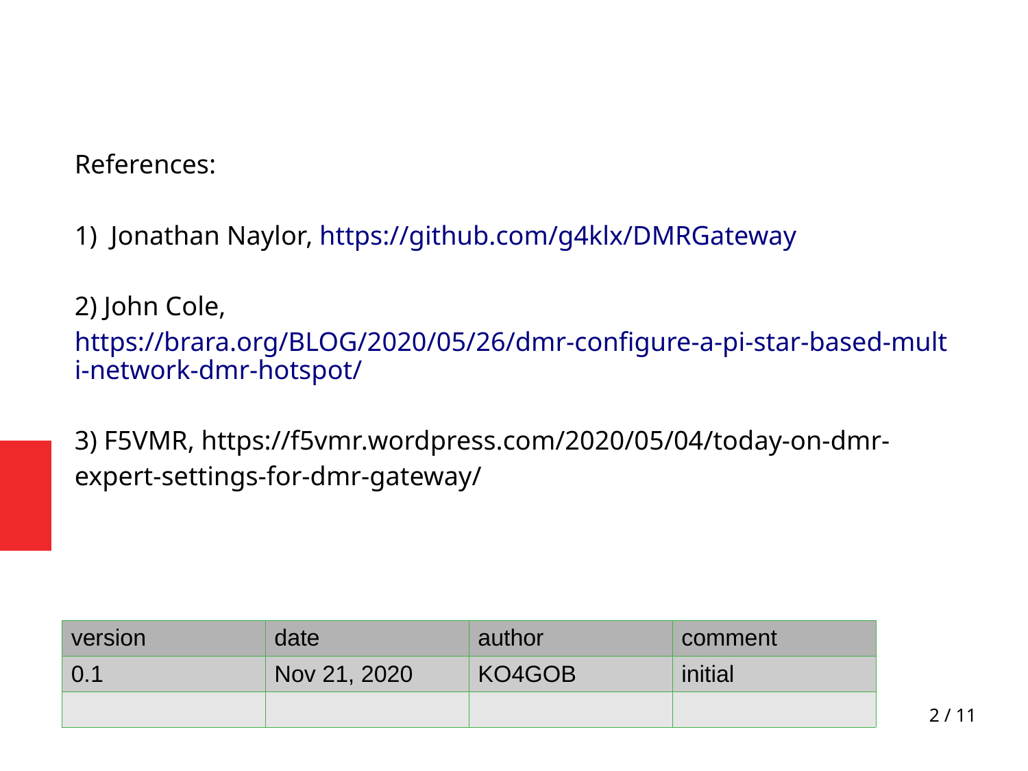References:

1) Jonathan Naylor, https://github.com/g4klx/DMRGateway

2) John Cole, https://brara.org/BLOG/2020/05/26/dmr-configure-a-pi-star-based-multi-network-dmr-hotspot/

3) F5VMR, https://f5vmr.wordpress.com/2020/05/04/today-on-dmr-expert-settings-for-dmr-gateway/

| version | date | author | comment |
| --- | --- | --- | --- |
| 0.1 | Nov 21, 2020 | KO4GOB | initial |
| | | | |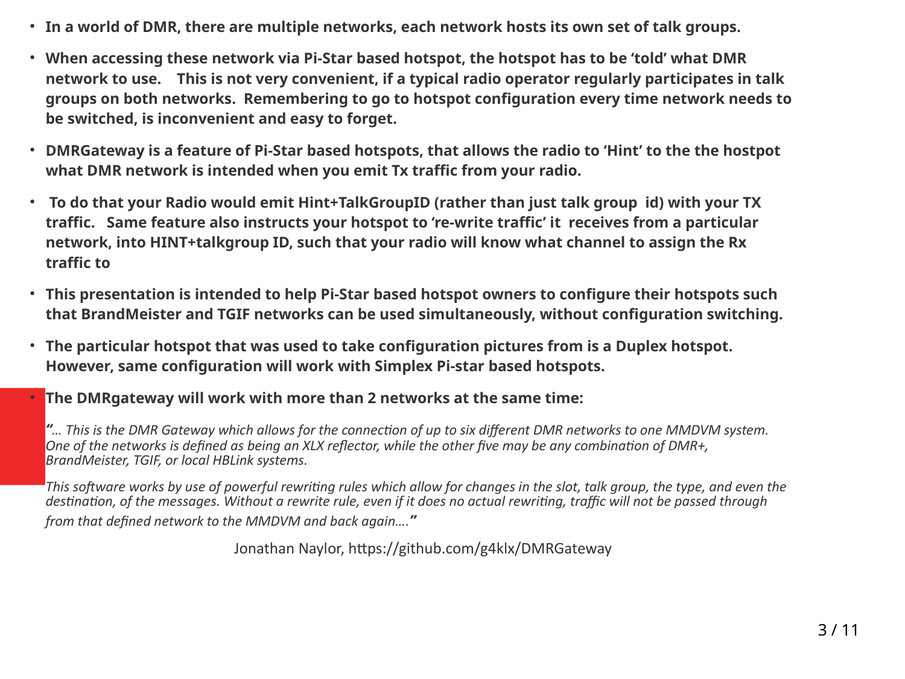- **In a world of DMR, there are multiple networks, each network hosts its own set of talk groups.**
- **When accessing these network via Pi-Star based hotspot, the hotspot has to be 'told' what DMR network to use. This is not very convenient, if a typical radio operator regularly participates in talk groups on both networks. Remembering to go to hotspot configuration every time network needs to be switched, is inconvenient and easy to forget.**
- **DMRGateway is a feature of Pi-Star based hotspots, that allows the radio to 'Hint' to the the hostpot what DMR network is intended when you emit Tx traffic from your radio.**
- **To do that your Radio would emit Hint+TalkGroupID (rather than just talk group id) with your TX traffic. Same feature also instructs your hotspot to 're-write traffic' it receives from a particular network, into HINT+talkgroup ID, such that your radio will know what channel to assign the Rx traffic to**
- **This presentation is intended to help Pi-Star based hotspot owners to configure their hotspots such that BrandMeister and TGIF networks can be used simultaneously, without configuration switching.**
- **The particular hotspot that was used to take configuration pictures from is a Duplex hotspot. However, same configuration will work with Simplex Pi-star based hotspots.**
- **The DMRgateway will work with more than 2 networks at the same time:**

**"***... This is the DMR Gateway which allows for the connection of up to six different DMR networks to one MMDVM system. One of the networks is defined as being an XLX reflector, while the other five may be any combination of DMR+, BrandMeister, TGIF, or local HBLink systems.*

*This software works by use of powerful rewriting rules which allow for changes in the slot, talk group, the type, and even the destination, of the messages. Without a rewrite rule, even if it does no actual rewriting, traffic will not be passed through from that defined network to the MMDVM and back again....***"**

Jonathan Naylor, https://github.com/g4klx/DMRGateway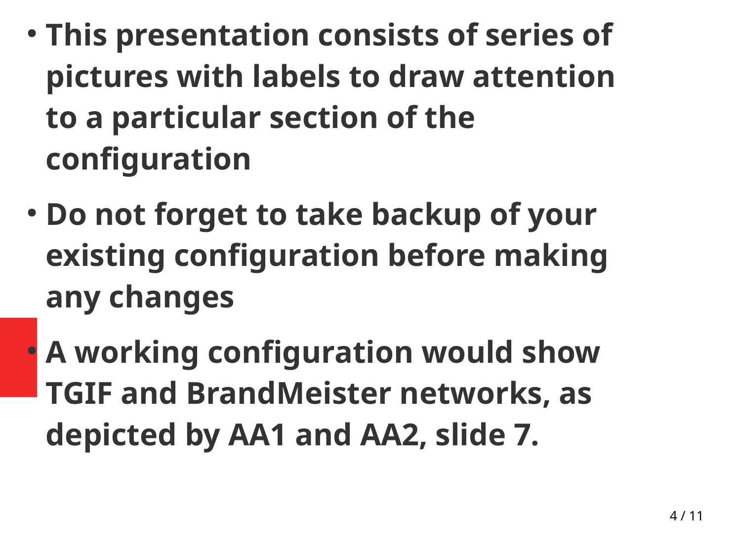- **This presentation consists of series of pictures with labels to draw attention to a particular section of the configuration**
- **Do not forget to take backup of your existing configuration before making any changes**
- **A working configuration would show TGIF and BrandMeister networks, as depicted by AA1 and AA2, slide 7.**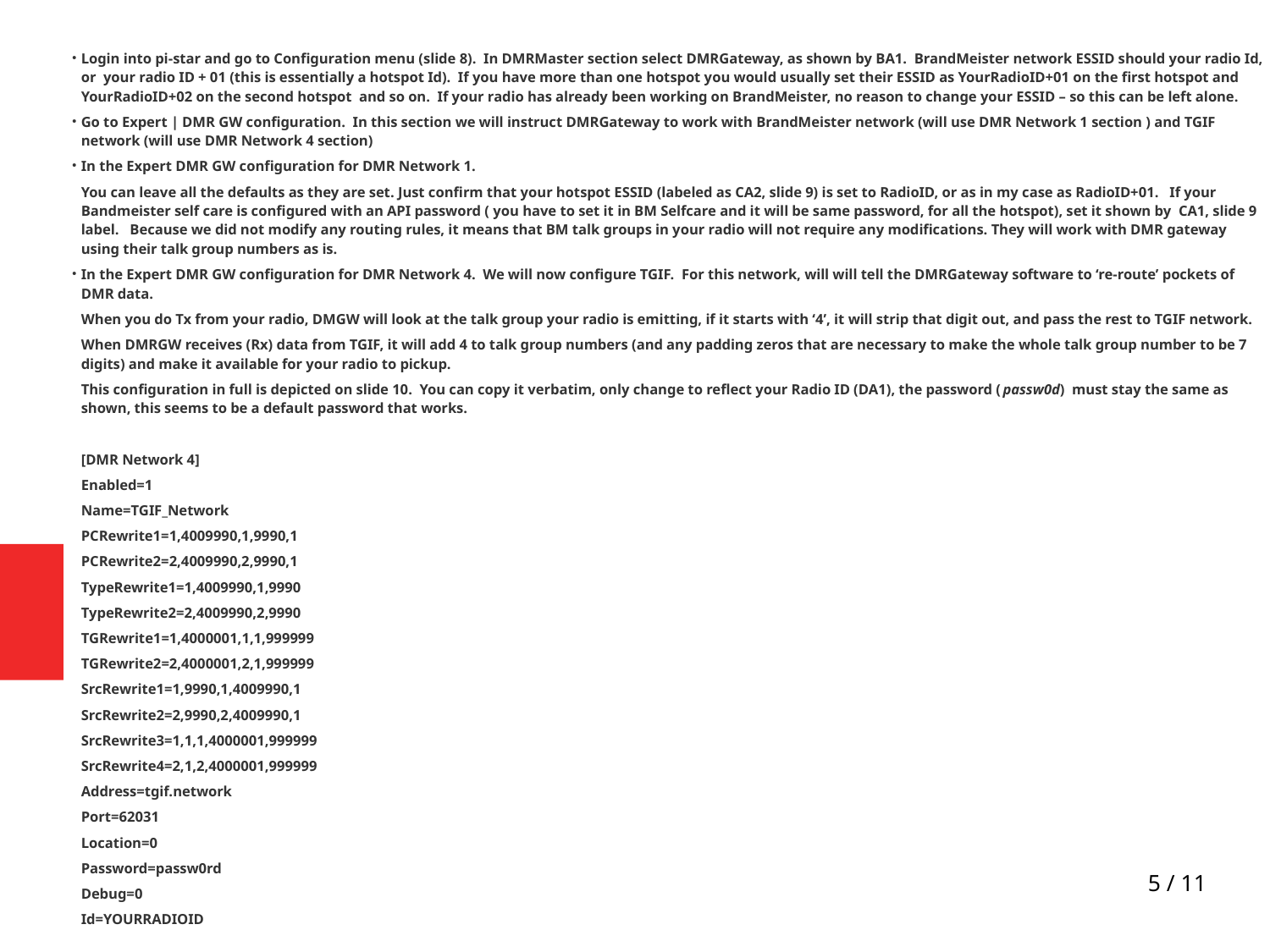- **Login into pi-star and go to Configuration menu (slide 8). In DMRMaster section select DMRGateway, as shown by BA1. BrandMeister network ESSID should your radio Id, or your radio ID + 01 (this is essentially a hotspot Id). If you have more than one hotspot you would usually set their ESSID as YourRadioID+01 on the first hotspot and YourRadioID+02 on the second hotspot and so on. If your radio has already been working on BrandMeister, no reason to change your ESSID – so this can be left alone.**
- **Go to Expert | DMR GW configuration. In this section we will instruct DMRGateway to work with BrandMeister network (will use DMR Network 1 section ) and TGIF network (will use DMR Network 4 section)**
- **In the Expert DMR GW configuration for DMR Network 1.**

  **You can leave all the defaults as they are set. Just confirm that your hotspot ESSID (labeled as CA2, slide 9) is set to RadioID, or as in my case as RadioID+01. If your Bandmeister self care is configured with an API password ( you have to set it in BM Selfcare and it will be same password, for all the hotspot), set it shown by CA1, slide 9 label. Because we did not modify any routing rules, it means that BM talk groups in your radio will not require any modifications. They will work with DMR gateway using their talk group numbers as is.**
- **In the Expert DMR GW configuration for DMR Network 4. We will now configure TGIF. For this network, will will tell the DMRGateway software to 're-route' pockets of DMR data.**

  **When you do Tx from your radio, DMGW will look at the talk group your radio is emitting, if it starts with '4', it will strip that digit out, and pass the rest to TGIF network.**

  **When DMRGW receives (Rx) data from TGIF, it will add 4 to talk group numbers (and any padding zeros that are necessary to make the whole talk group number to be 7 digits) and make it available for your radio to pickup.**

  **This configuration in full is depicted on slide 10. You can copy it verbatim, only change to reflect your Radio ID (DA1), the password (*passw0d*) must stay the same as shown, this seems to be a default password that works.**

```
[DMR Network 4]
Enabled=1
Name=TGIF_Network
PCRewrite1=1,4009990,1,9990,1
PCRewrite2=2,4009990,2,9990,1
TypeRewrite1=1,4009990,1,9990
TypeRewrite2=2,4009990,2,9990
TGRewrite1=1,4000001,1,1,999999
TGRewrite2=2,4000001,2,1,999999
SrcRewrite1=1,9990,1,4009990,1
SrcRewrite2=2,9990,2,4009990,1
SrcRewrite3=1,1,1,4000001,999999
SrcRewrite4=2,1,2,4000001,999999
Address=tgif.network
Port=62031
Location=0
Password=passw0rd
Debug=0
Id=YOURRADIOID
```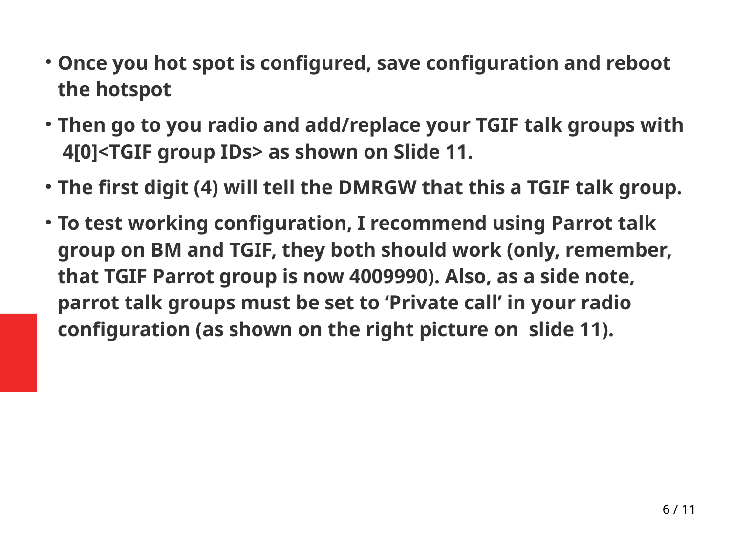- **Once you hot spot is configured, save configuration and reboot the hotspot**
- **Then go to you radio and add/replace your TGIF talk groups with 4[0]<TGIF group IDs> as shown on Slide 11.**
- **The first digit (4) will tell the DMRGW that this a TGIF talk group.**
- **To test working configuration, I recommend using Parrot talk group on BM and TGIF, they both should work (only, remember, that TGIF Parrot group is now 4009990). Also, as a side note, parrot talk groups must be set to 'Private call' in your radio configuration (as shown on the right picture on slide 11).**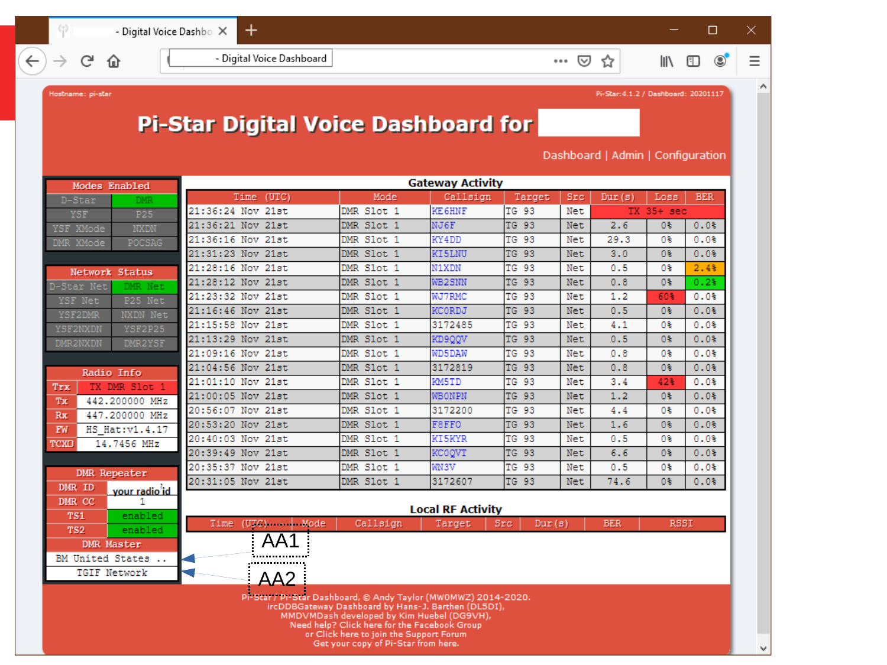Hostname: pi-star

Pi-Star:4.1.2 / Dashboard: 20201117

# Pi-Star Digital Voice Dashboard for

Dashboard | Admin | Configuration

| Modes Enabled | |
|---|---|
| D-Star | DMR |
| YSF | P25 |
| YSF XMode | NXDN |
| DMR XMode | POCSAG |

| Network Status | |
|---|---|
| D-Star Net | DMR Net |
| YSF Net | P25 Net |
| YSF2DMR | NXDN Net |
| YSF2NXDN | YSF2P25 |
| DMR2NXDN | DMR2YSF |

| Radio Info | |
|---|---|
| Trx | TX DMR Slot 1 |
| Tx | 442.200000 MHz |
| Rx | 447.200000 MHz |
| FW | HS_Hat:v1.4.17 |
| TCXO | 14.7456 MHz |

| DMR Repeater | |
|---|---|
| DMR ID | your radio id |
| DMR CC | 1 |
| TS1 | enabled |
| TS2 | enabled |
| DMR Master | |
| BM United States .. | |
| TGIF Network | |

AA1

AA2

## Gateway Activity

| Time (UTC) | Mode | Callsign | Target | Src | Dur(s) | Loss | BER |
|---|---|---|---|---|---|---|---|
| 21:36:24 Nov 21st | DMR Slot 1 | KE6HNF | TG 93 | Net | TX 35+ sec | | |
| 21:36:21 Nov 21st | DMR Slot 1 | NJ6F | TG 93 | Net | 2.6 | 0% | 0.0% |
| 21:36:16 Nov 21st | DMR Slot 1 | KY4DD | TG 93 | Net | 29.3 | 0% | 0.0% |
| 21:31:23 Nov 21st | DMR Slot 1 | KI5LNU | TG 93 | Net | 3.0 | 0% | 0.0% |
| 21:28:16 Nov 21st | DMR Slot 1 | N1XDN | TG 93 | Net | 0.5 | 0% | 2.4% |
| 21:28:12 Nov 21st | DMR Slot 1 | WB2SNN | TG 93 | Net | 0.8 | 0% | 0.2% |
| 21:23:32 Nov 21st | DMR Slot 1 | WJ7RMC | TG 93 | Net | 1.2 | 60% | 0.0% |
| 21:16:46 Nov 21st | DMR Slot 1 | KC0RDJ | TG 93 | Net | 0.5 | 0% | 0.0% |
| 21:15:58 Nov 21st | DMR Slot 1 | 3172485 | TG 93 | Net | 4.1 | 0% | 0.0% |
| 21:13:29 Nov 21st | DMR Slot 1 | KD9QQV | TG 93 | Net | 0.5 | 0% | 0.0% |
| 21:09:16 Nov 21st | DMR Slot 1 | WD5DAW | TG 93 | Net | 0.8 | 0% | 0.0% |
| 21:04:56 Nov 21st | DMR Slot 1 | 3172819 | TG 93 | Net | 0.8 | 0% | 0.0% |
| 21:01:10 Nov 21st | DMR Slot 1 | KM5TD | TG 93 | Net | 3.4 | 42% | 0.0% |
| 21:00:05 Nov 21st | DMR Slot 1 | WB0NPN | TG 93 | Net | 1.2 | 0% | 0.0% |
| 20:56:07 Nov 21st | DMR Slot 1 | 3172200 | TG 93 | Net | 4.4 | 0% | 0.0% |
| 20:53:20 Nov 21st | DMR Slot 1 | F8FFO | TG 93 | Net | 1.6 | 0% | 0.0% |
| 20:40:03 Nov 21st | DMR Slot 1 | KI5KYR | TG 93 | Net | 0.5 | 0% | 0.0% |
| 20:39:49 Nov 21st | DMR Slot 1 | KC0QVT | TG 93 | Net | 6.6 | 0% | 0.0% |
| 20:35:37 Nov 21st | DMR Slot 1 | WN3V | TG 93 | Net | 0.5 | 0% | 0.0% |
| 20:31:05 Nov 21st | DMR Slot 1 | 3172607 | TG 93 | Net | 74.6 | 0% | 0.0% |

## Local RF Activity

| Time (UTC) | Mode | Callsign | Target | Src | Dur(s) | BER | RSSI |
|---|---|---|---|---|---|---|---|

Pi-Star / Pi-Star Dashboard, © Andy Taylor (MW0MWZ) 2014-2020.
ircDDBGateway Dashboard by Hans-J. Barthen (DL5DI),
MMDVMDash developed by Kim Huebel (DG9VH),
Need help? Click here for the Facebook Group
or Click here to join the Support Forum
Get your copy of Pi-Star from here.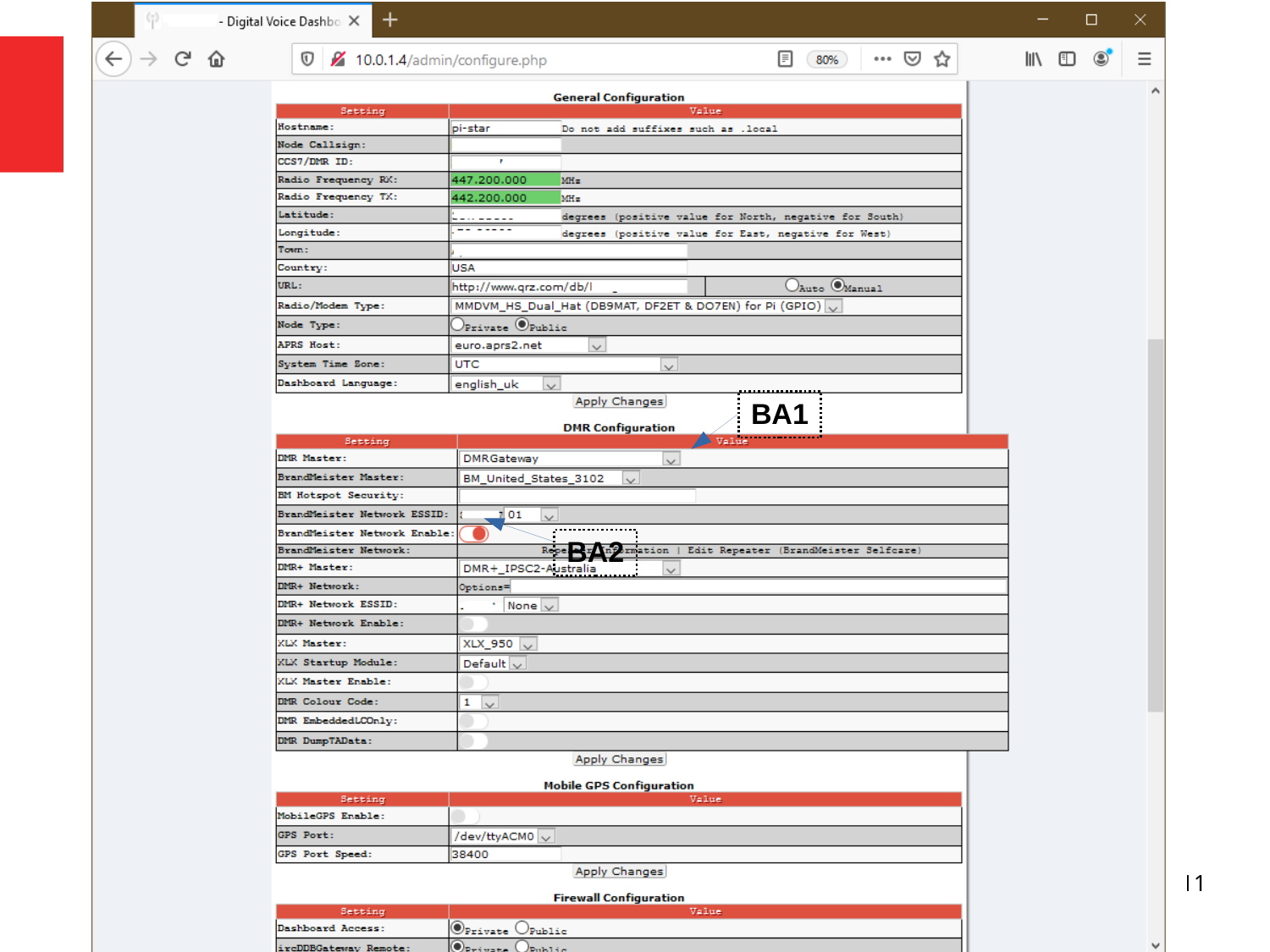### General Configuration

| Setting | Value | |
|---|---|---|
| Hostname: | pi-star | Do not add suffixes such as .local |
| Node Callsign: | | |
| CCS7/DMR ID: | | |
| Radio Frequency RX: | 447.200.000 | MHz |
| Radio Frequency TX: | 442.200.000 | MHz |
| Latitude: | | degrees (positive value for North, negative for South) |
| Longitude: | | degrees (positive value for East, negative for West) |
| Town: | | |
| Country: | USA | |
| URL: | http://www.qrz.com/db/ | Auto / Manual |
| Radio/Modem Type: | MMDVM_HS_Dual_Hat (DB9MAT, DF2ET & DO7EN) for Pi (GPIO) | |
| Node Type: | Private / Public | |
| APRS Host: | euro.aprs2.net | |
| System Time Zone: | UTC | |
| Dashboard Language: | english_uk | |

Apply Changes

### DMR Configuration

BA1

| Setting | Value |
|---|---|
| DMR Master: | DMRGateway |
| BrandMeister Master: | BM_United_States_3102 |
| BM Hotspot Security: | |
| BrandMeister Network ESSID: | 01 |
| BrandMeister Network Enable: | |
| BrandMeister Network: | Repeater Information \| Edit Repeater (BrandMeister Selfcare) |
| DMR+ Master: | DMR+_IPSC2-Australia |
| DMR+ Network: | Options= |
| DMR+ Network ESSID: | None |
| DMR+ Network Enable: | |
| XLX Master: | XLX_950 |
| XLX Startup Module: | Default |
| XLX Master Enable: | |
| DMR Colour Code: | 1 |
| DMR EmbeddedLCOnly: | |
| DMR DumpTAData: | |

BA2

Apply Changes

### Mobile GPS Configuration

| Setting | Value |
|---|---|
| MobileGPS Enable: | |
| GPS Port: | /dev/ttyACM0 |
| GPS Port Speed: | 38400 |

Apply Changes

### Firewall Configuration

| Setting | Value |
|---|---|
| Dashboard Access: | Private / Public |
| ircDDBGateway Remote: | Private / Public |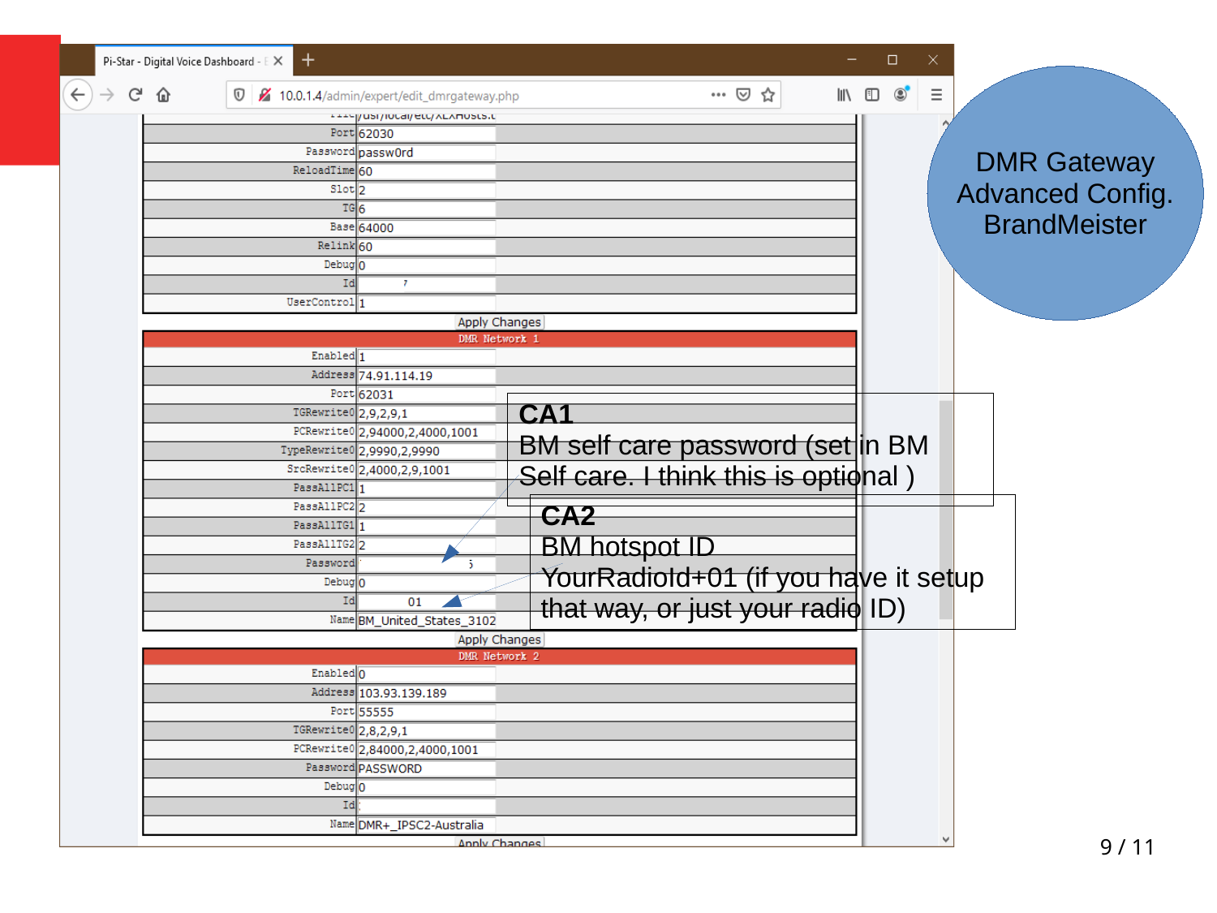# DMR Gateway Advanced Config. BrandMeister

| | |
|---|---|
| File | /usr/local/etc/XLXHosts.t |
| Port | 62030 |
| Password | passw0rd |
| ReloadTime | 60 |
| Slot | 2 |
| TG | 6 |
| Base | 64000 |
| Relink | 60 |
| Debug | 0 |
| Id | 7 |
| UserControl | 1 |

Apply Changes

| DMR Network 1 | |
|---|---|
| Enabled | 1 |
| Address | 74.91.114.19 |
| Port | 62031 |
| TGRewrite0 | 2,9,2,9,1 |
| PCRewrite0 | 2,94000,2,4000,1001 |
| TypeRewrite0 | 2,9990,2,9990 |
| SrcRewrite0 | 2,4000,2,9,1001 |
| PassAllPC1 | 1 |
| PassAllPC2 | 2 |
| PassAllTG1 | 1 |
| PassAllTG2 | 2 |
| Password | 5 |
| Debug | 0 |
| Id | 01 |
| Name | BM_United_States_3102 |

Apply Changes

**CA1**
BM self care password (set in BM Self care. I think this is optional )

**CA2**
BM hotspot ID
YourRadioId+01 (if you have it setup that way, or just your radio ID)

| DMR Network 2 | |
|---|---|
| Enabled | 0 |
| Address | 103.93.139.189 |
| Port | 55555 |
| TGRewrite0 | 2,8,2,9,1 |
| PCRewrite0 | 2,84000,2,4000,1001 |
| Password | PASSWORD |
| Debug | 0 |
| Id | |
| Name | DMR+_IPSC2-Australia |

Apply Changes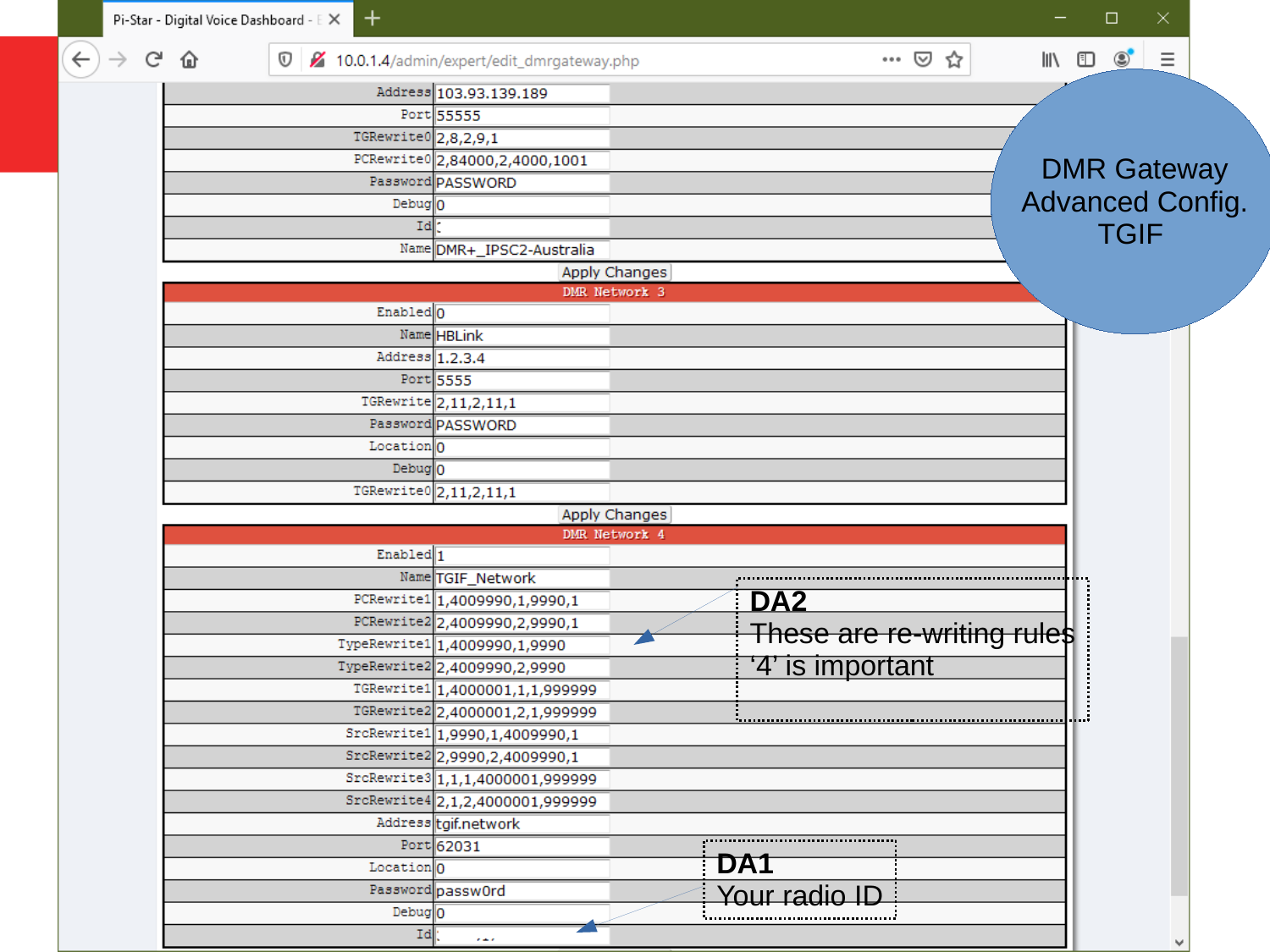## DMR Gateway Advanced Config. TGIF

| | |
|---|---|
| Address | 103.93.139.189 |
| Port | 55555 |
| TGRewrite0 | 2,8,2,9,1 |
| PCRewrite0 | 2,84000,2,4000,1001 |
| Password | PASSWORD |
| Debug | 0 |
| Id | |
| Name | DMR+_IPSC2-Australia |

Apply Changes

| DMR Network 3 | |
|---|---|
| Enabled | 0 |
| Name | HBLink |
| Address | 1.2.3.4 |
| Port | 5555 |
| TGRewrite | 2,11,2,11,1 |
| Password | PASSWORD |
| Location | 0 |
| Debug | 0 |
| TGRewrite0 | 2,11,2,11,1 |

Apply Changes

| DMR Network 4 | |
|---|---|
| Enabled | 1 |
| Name | TGIF_Network |
| PCRewrite1 | 1,4009990,1,9990,1 |
| PCRewrite2 | 2,4009990,2,9990,1 |
| TypeRewrite1 | 1,4009990,1,9990 |
| TypeRewrite2 | 2,4009990,2,9990 |
| TGRewrite1 | 1,4000001,1,1,999999 |
| TGRewrite2 | 2,4000001,2,1,999999 |
| SrcRewrite1 | 1,9990,1,4009990,1 |
| SrcRewrite2 | 2,9990,2,4009990,1 |
| SrcRewrite3 | 1,1,1,4000001,999999 |
| SrcRewrite4 | 2,1,2,4000001,999999 |
| Address | tgif.network |
| Port | 62031 |
| Location | 0 |
| Password | passw0rd |
| Debug | 0 |
| Id | |

**DA2**
These are re-writing rules
'4' is important

**DA1**
Your radio ID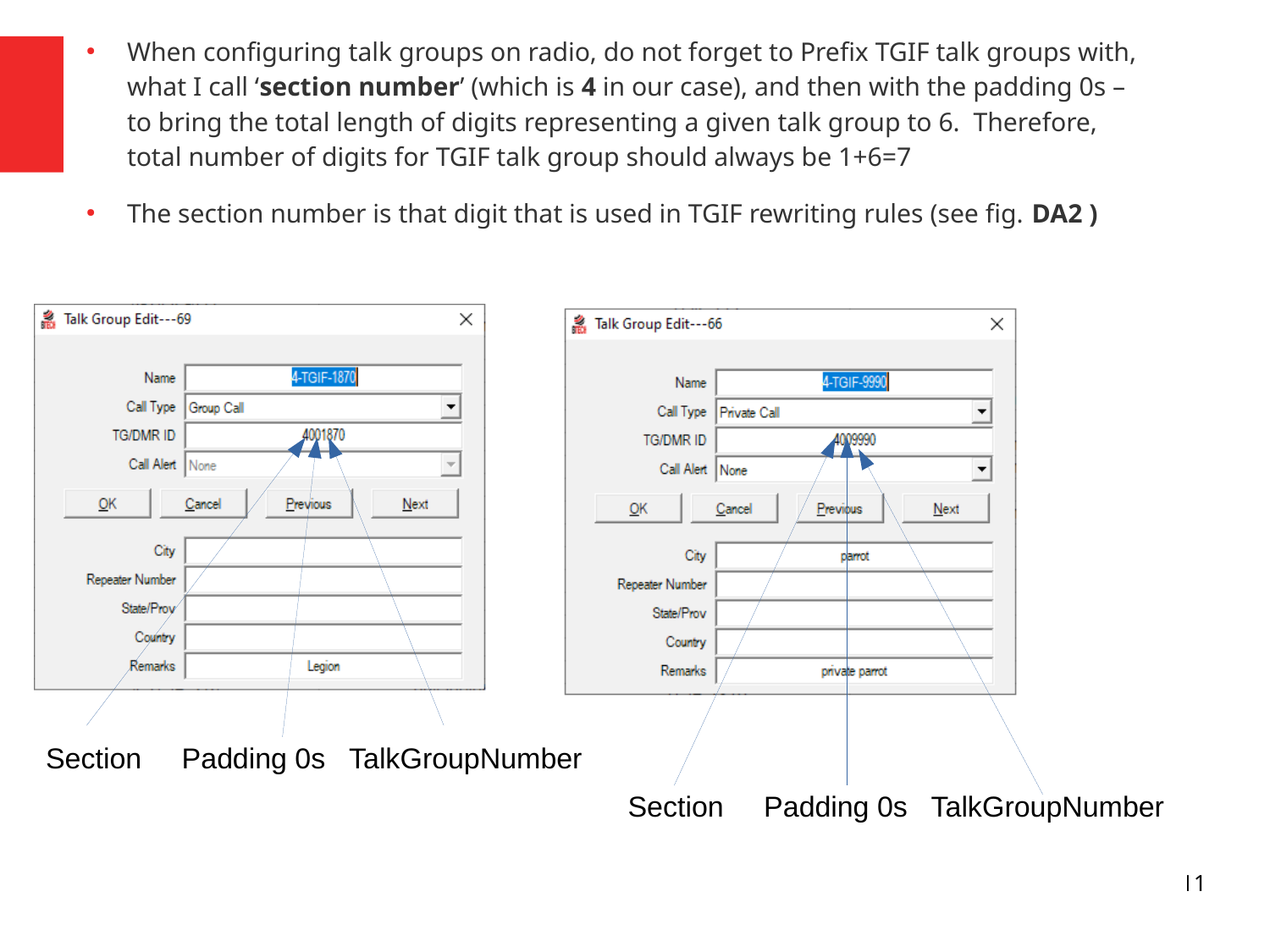- When configuring talk groups on radio, do not forget to Prefix TGIF talk groups with, what I call '**section number**' (which is **4** in our case), and then with the padding 0s – to bring the total length of digits representing a given talk group to 6. Therefore, total number of digits for TGIF talk group should always be 1+6=7
- The section number is that digit that is used in TGIF rewriting rules (see fig. **DA2 )**

Talk Group Edit---69

| | |
|---|---|
| Name | 4-TGIF-1870 |
| Call Type | Group Call |
| TG/DMR ID | 4001870 |
| Call Alert | None |
| City | |
| Repeater Number | |
| State/Prov | |
| Country | |
| Remarks | Legion |

OK Cancel Previous Next

Section Padding 0s TalkGroupNumber

Talk Group Edit---66

| | |
|---|---|
| Name | 4-TGIF-9990 |
| Call Type | Private Call |
| TG/DMR ID | 4009990 |
| Call Alert | None |
| City | parrot |
| Repeater Number | |
| State/Prov | |
| Country | |
| Remarks | private parrot |

OK Cancel Previous Next

Section Padding 0s TalkGroupNumber